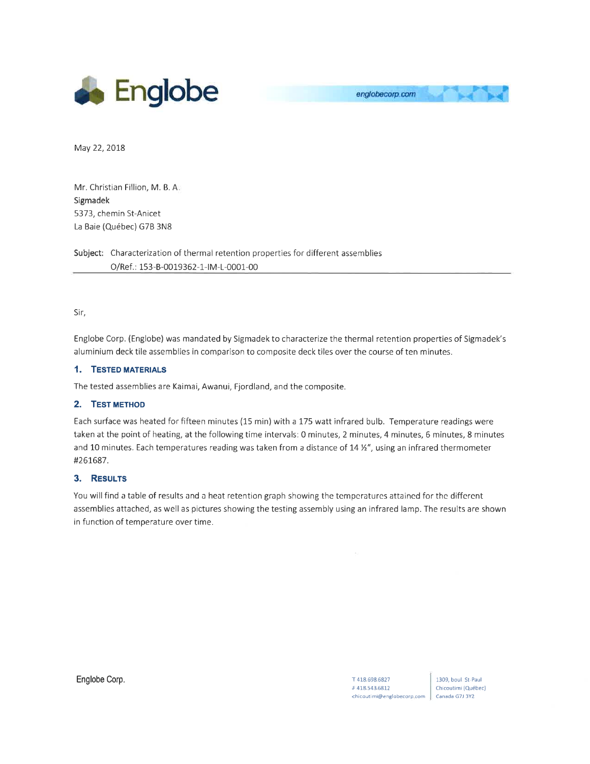# Englobe

englobecorp.com

May 22, 2018

Mr. Christian Fillion, M. B. A.  
Sigmadek  
5373, chemin St-Anicet  
La Baie (Québec) G7B 3N8

**Subject:** Characterization of thermal retention properties for different assemblies  
O/Ref.: 153-B-0019362-1-IM-L-0001-00

Sir,

Englobe Corp. (Englobe) was mandated by Sigmadek to characterize the thermal retention properties of Sigmadek's aluminium deck tile assemblies in comparison to composite deck tiles over the course of ten minutes.

## 1. Tested Materials

The tested assemblies are Kaimai, Awanui, Fjordland, and the composite.

## 2. Test Method

Each surface was heated for fifteen minutes (15 min) with a 175 watt infrared bulb. Temperature readings were taken at the point of heating, at the following time intervals: 0 minutes, 2 minutes, 4 minutes, 6 minutes, 8 minutes and 10 minutes. Each temperatures reading was taken from a distance of 14 ½", using an infrared thermometer #261687.

## 3. Results

You will find a table of results and a heat retention graph showing the temperatures attained for the different assemblies attached, as well as pictures showing the testing assembly using an infrared lamp. The results are shown in function of temperature over time.

Englobe Corp.

T 418.698.6827  
F 418.543.6812  
chicoutimi@englobecorp.com

1309, boul. St-Paul  
Chicoutimi (Québec)  
Canada G7J 3Y2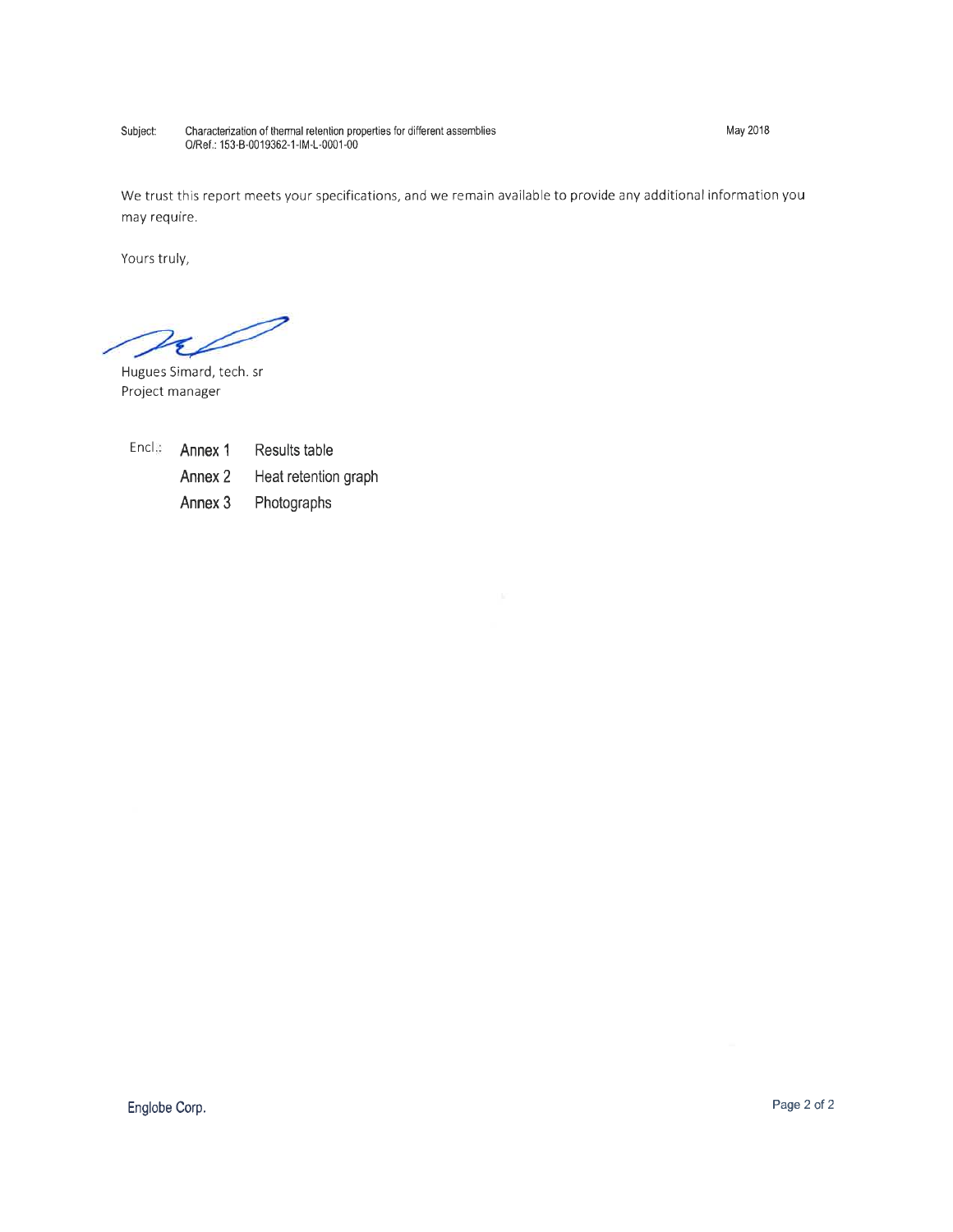Subject: Characterization of thermal retention properties for different assemblies
O/Ref.: 153-B-0019362-1-IM-L-0001-00

May 2018

We trust this report meets your specifications, and we remain available to provide any additional information you may require.

Yours truly,

Hugues Simard, tech. sr
Project manager

Encl.:

| | |
|---|---|
| Annex 1 | Results table |
| Annex 2 | Heat retention graph |
| Annex 3 | Photographs |

Englobe Corp.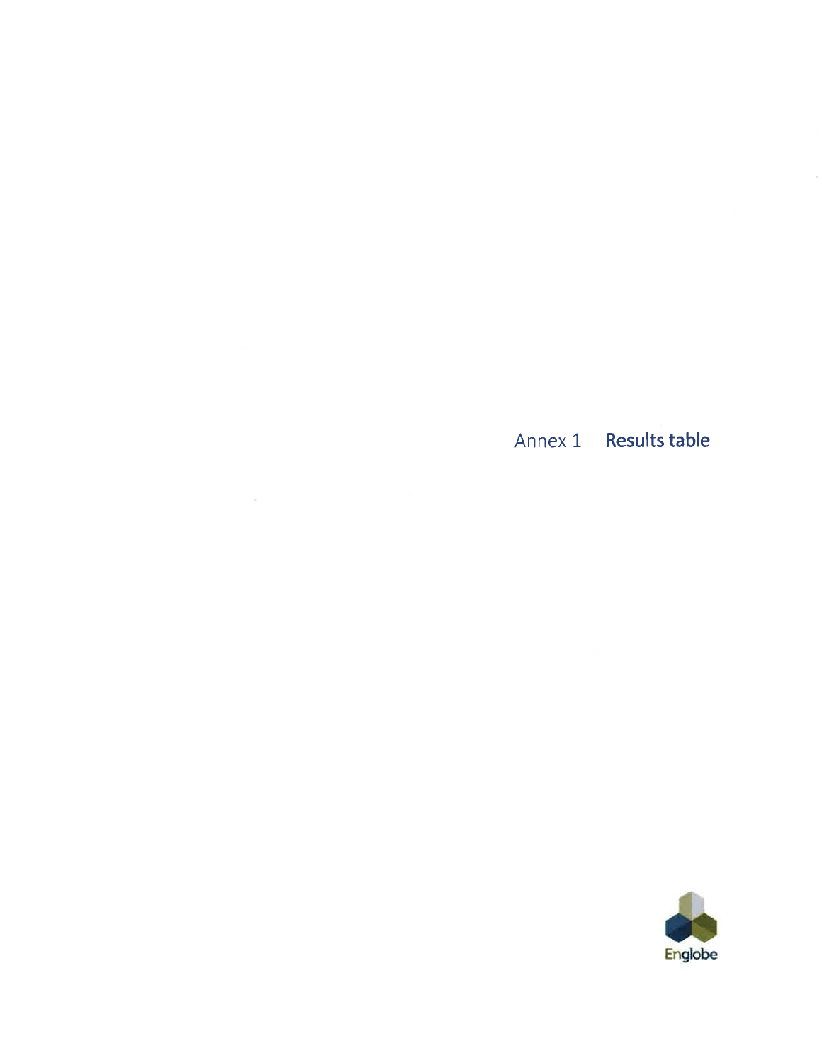# Annex 1 **Results table**

Englobe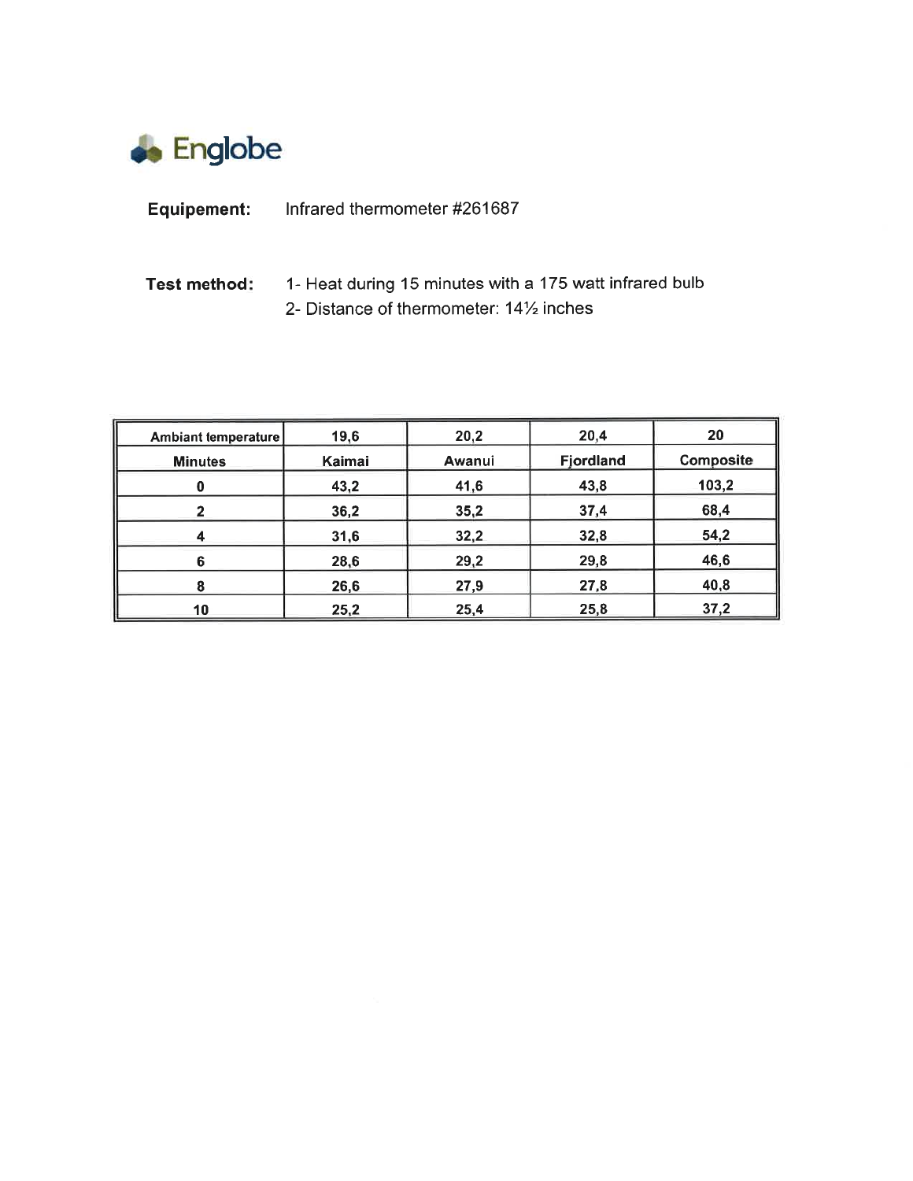Englobe

**Equipement:** Infrared thermometer #261687

**Test method:**
1- Heat during 15 minutes with a 175 watt infrared bulb
2- Distance of thermometer: 14½ inches

| Ambiant temperature | 19,6 | 20,2 | 20,4 | 20 |
|---|---|---|---|---|
| **Minutes** | **Kaimai** | **Awanui** | **Fjordland** | **Composite** |
| 0 | 43,2 | 41,6 | 43,8 | 103,2 |
| 2 | 36,2 | 35,2 | 37,4 | 68,4 |
| 4 | 31,6 | 32,2 | 32,8 | 54,2 |
| 6 | 28,6 | 29,2 | 29,8 | 46,6 |
| 8 | 26,6 | 27,9 | 27,8 | 40,8 |
| 10 | 25,2 | 25,4 | 25,8 | 37,2 |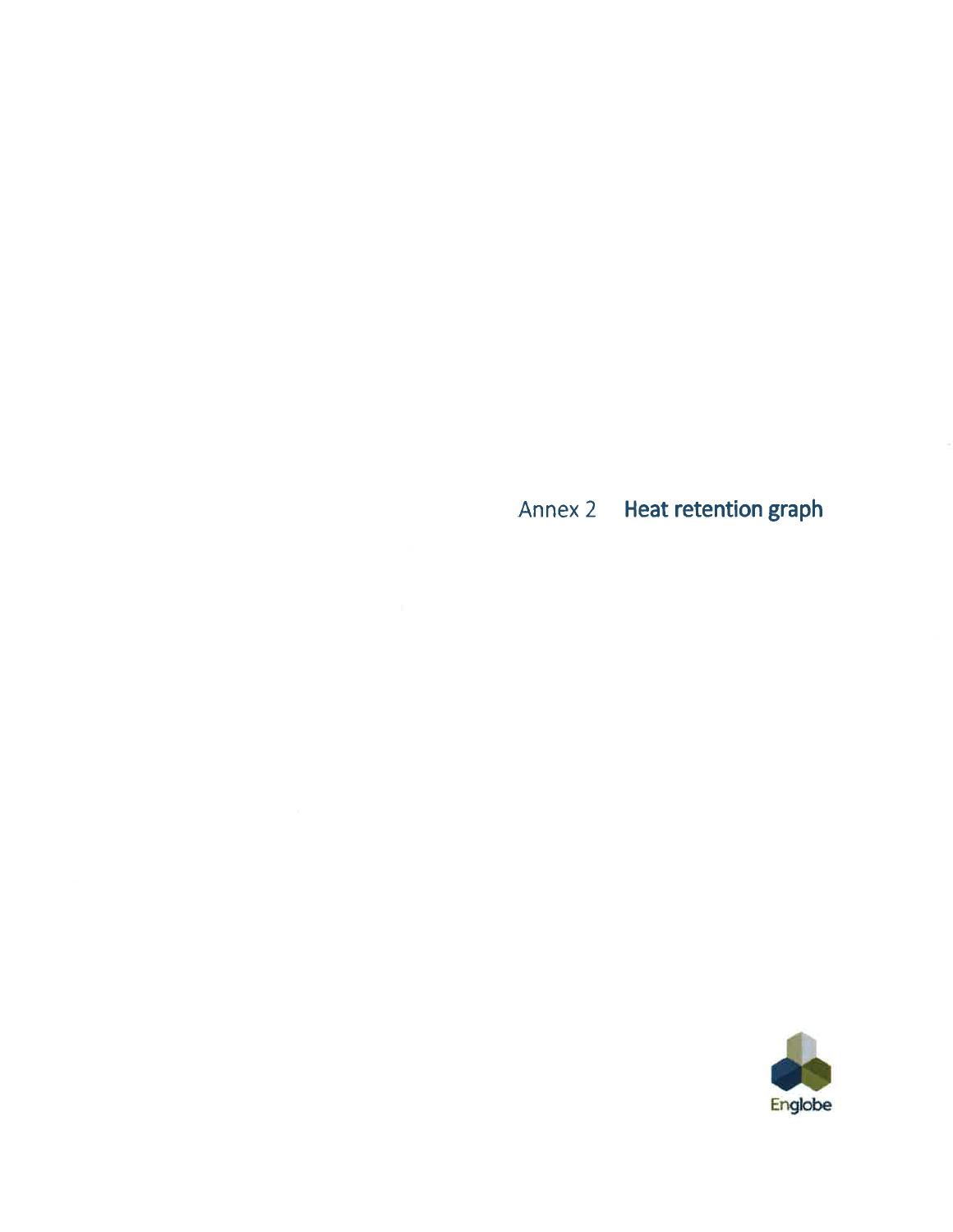# Annex 2 Heat retention graph

Englobe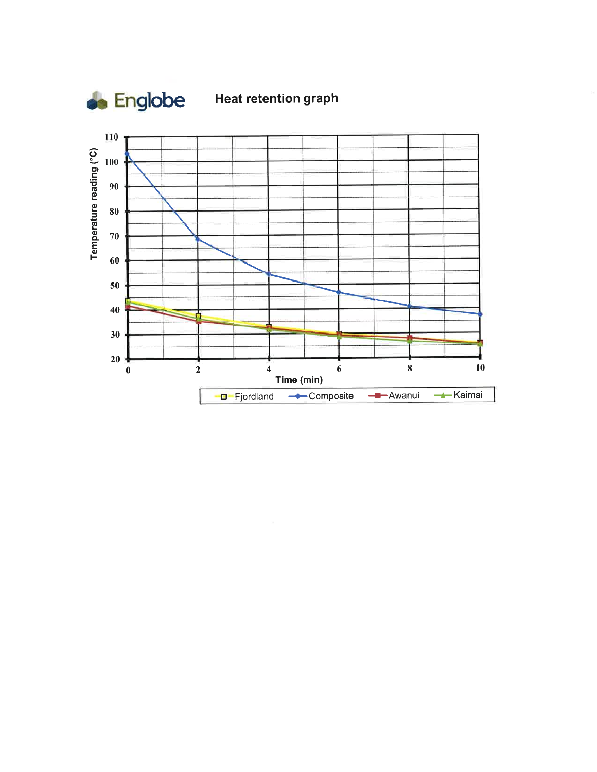Englobe

## Heat retention graph

Temperature reading (°C)

110
100
90
80
70
60
50
40
30
20

0 2 4 6 8 10

Time (min)

Fjordland Composite Awanui Kaimai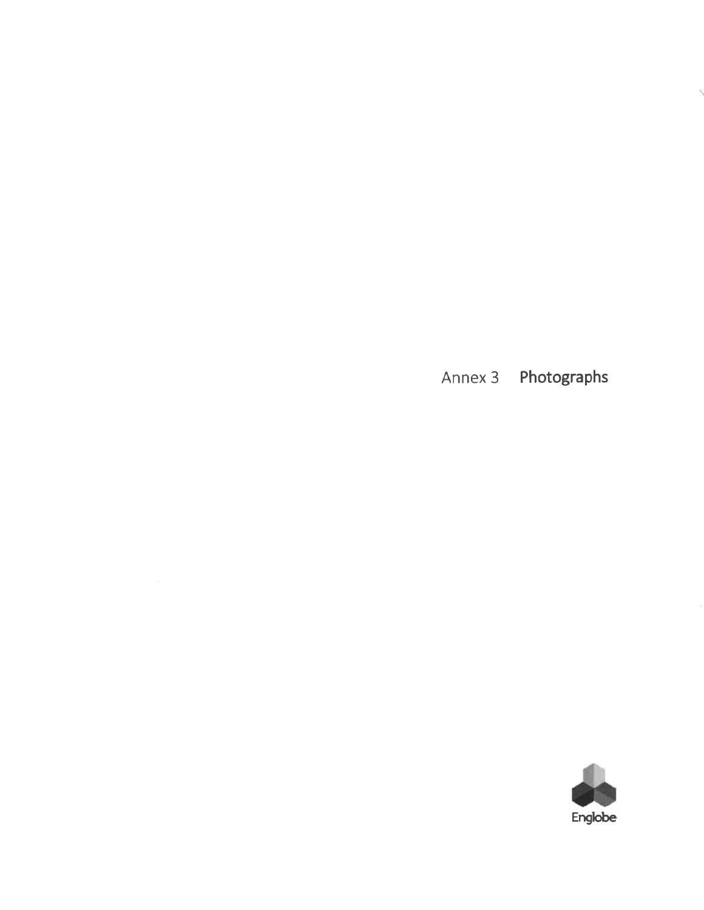# Annex 3 Photographs

Englobe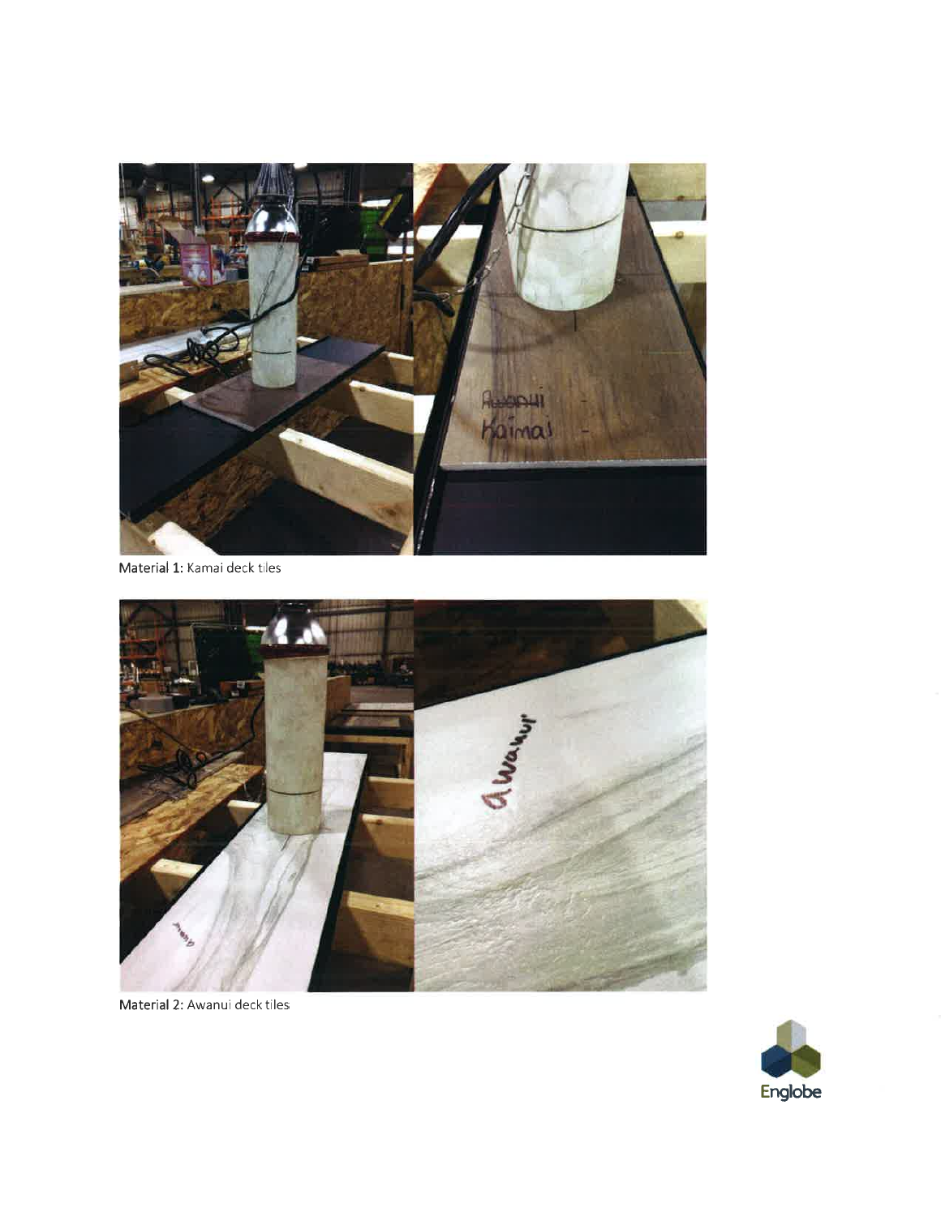Material 1: Kamai deck tiles

Material 2: Awanui deck tiles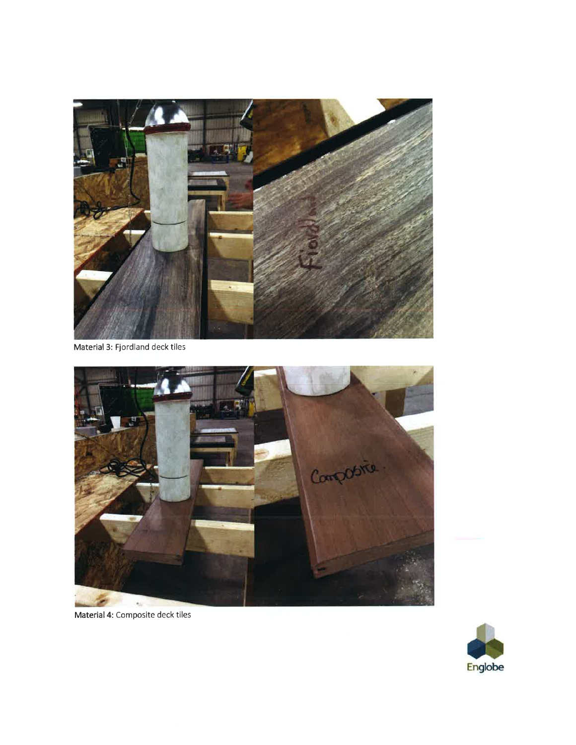Material 3: Fjordland deck tiles

Material 4: Composite deck tiles